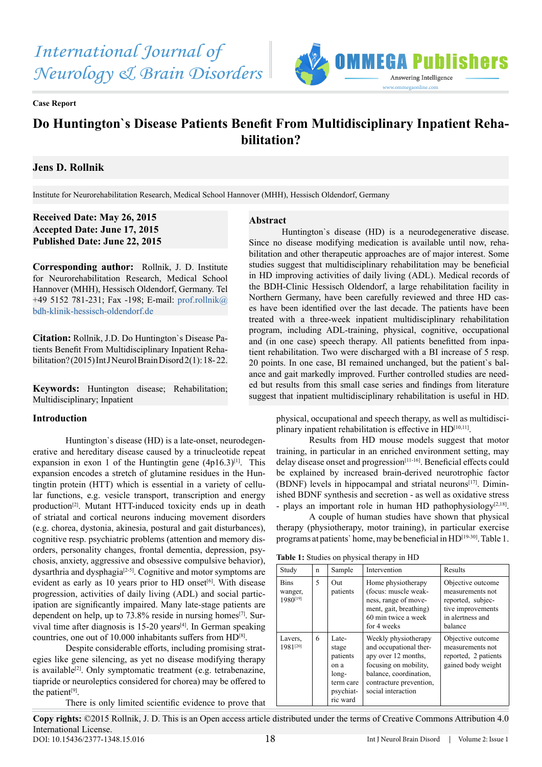Case Report

# Do Huntington`s Disease Patients Benefit From Multidisciplinary Inpatient Rehabilitation?

**Jens D. Rollnik**

Institute for Neurorehabilitation Research, Medical School Hannover (MHH), Hessisch Oldendorf, Germany

**Received Date: May 26, 2015**
**Accepted Date: June 17, 2015**
**Published Date: June 22, 2015**

**Corresponding author:** Rollnik, J. D. Institute for Neurorehabilitation Research, Medical School Hannover (MHH), Hessisch Oldendorf, Germany. Tel +49 5152 781-231; Fax -198; E-mail: prof.rollnik@bdh-klinik-hessisch-oldendorf.de

**Citation:** Rollnik, J.D. Do Huntington`s Disease Patients Benefit From Multidisciplinary Inpatient Rehabilitation? (2015) Int J Neurol Brain Disord 2(1): 18-22.

**Keywords:** Huntington disease; Rehabilitation; Multidisciplinary; Inpatient

## Abstract

Huntington`s disease (HD) is a neurodegenerative disease. Since no disease modifying medication is available until now, rehabilitation and other therapeutic approaches are of major interest. Some studies suggest that multidisciplinary rehabilitation may be beneficial in HD improving activities of daily living (ADL). Medical records of the BDH-Clinic Hessisch Oldendorf, a large rehabilitation facility in Northern Germany, have been carefully reviewed and three HD cases have been identified over the last decade. The patients have been treated with a three-week inpatient multidisciplinary rehabilitation program, including ADL-training, physical, cognitive, occupational and (in one case) speech therapy. All patients benefitted from inpatient rehabilitation. Two were discharged with a BI increase of 5 resp. 20 points. In one case, BI remained unchanged, but the patient`s balance and gait markedly improved. Further controlled studies are needed but results from this small case series and findings from literature suggest that inpatient multidisciplinary rehabilitation is useful in HD.

## Introduction

Huntington`s disease (HD) is a late-onset, neurodegenerative and hereditary disease caused by a trinucleotide repeat expansion in exon 1 of the Huntingtin gene (4p16.3)[1]. This expansion encodes a stretch of glutamine residues in the Huntingtin protein (HTT) which is essential in a variety of cellular functions, e.g. vesicle transport, transcription and energy production[2]. Mutant HTT-induced toxicity ends up in death of striatal and cortical neurons inducing movement disorders (e.g. chorea, dystonia, akinesia, postural and gait disturbances), cognitive resp. psychiatric problems (attention and memory disorders, personality changes, frontal dementia, depression, psychosis, anxiety, aggressive and obsessive compulsive behavior), dysarthria and dysphagia[2-5]. Cognitive and motor symptoms are evident as early as 10 years prior to HD onset[6]. With disease progression, activities of daily living (ADL) and social participation are significantly impaired. Many late-stage patients are dependent on help, up to 73.8% reside in nursing homes[7]. Survival time after diagnosis is 15-20 years[4]. In German speaking countries, one out of 10.000 inhabitants suffers from HD[8].

Despite considerable efforts, including promising strategies like gene silencing, as yet no disease modifying therapy is available[2]. Only symptomatic treatment (e.g. tetrabenazine, tiapride or neuroleptics considered for chorea) may be offered to the patient[9].

There is only limited scientific evidence to prove that physical, occupational and speech therapy, as well as multidisciplinary inpatient rehabilitation is effective in HD[10,11].

Results from HD mouse models suggest that motor training, in particular in an enriched environment setting, may delay disease onset and progression[11-16]. Beneficial effects could be explained by increased brain-derived neurotrophic factor (BDNF) levels in hippocampal and striatal neurons[17]. Diminished BDNF synthesis and secretion - as well as oxidative stress - plays an important role in human HD pathophysiology[2,18].

A couple of human studies have shown that physical therapy (physiotherapy, motor training), in particular exercise programs at patients` home, may be beneficial in HD[19-30]. Table 1.

Table 1: Studies on physical therapy in HD

| Study | n | Sample | Intervention | Results |
|---|---|---|---|---|
| Binswanger, 1980[19] | 5 | Out patients | Home physiotherapy (focus: muscle weakness, range of movement, gait, breathing) 60 min twice a week for 4 weeks | Objective outcome measurements not reported, subjective improvements in alertness and balance |
| Lavers, 1981[20] | 6 | Late-stage patients on a long-term care psychiatric ward | Weekly physiotherapy and occupational therapy over 12 months, focusing on mobility, balance, coordination, contracture prevention, social interaction | Objective outcome measurements not reported, 2 patients gained body weight |

**Copy rights:** ©2015 Rollnik, J. D. This is an Open access article distributed under the terms of Creative Commons Attribution 4.0 International License.

DOI: 10.15436/2377-1348.15.016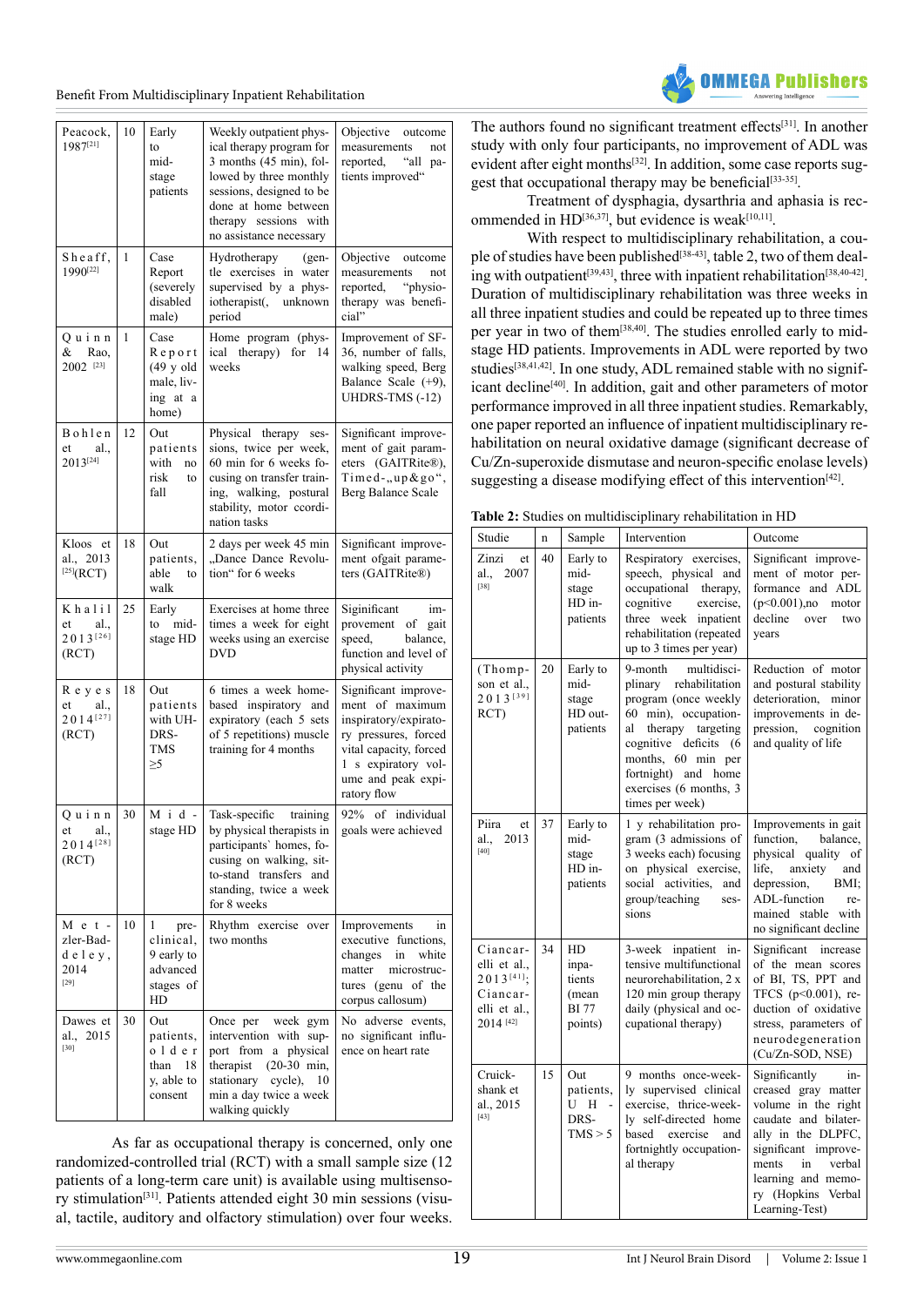| Peacock, 1987[21] | 10 | Early to mid-stage patients | Weekly outpatient physical therapy program for 3 months (45 min), followed by three monthly sessions, designed to be done at home between therapy sessions with no assistance necessary | Objective outcome measurements not reported, "all patients improved" |
|---|---|---|---|---|
| Sheaff, 1990[22] | 1 | Case Report (severely disabled male) | Hydrotherapy (gentle exercises in water supervised by a physiotherapist(, unknown period | Objective outcome measurements not reported, "physiotherapy was beneficial" |
| Quinn & Rao, 2002 [23] | 1 | Case Report (49 y old male, living at a home) | Home program (physical therapy) for 14 weeks | Improvement of SF-36, number of falls, walking speed, Berg Balance Scale (+9), UHDRS-TMS (-12) |
| Bohlen et al., 2013[24] | 12 | Out patients with no risk to fall | Physical therapy sessions, twice per week, 60 min for 6 weeks focusing on transfer training, walking, postural stability, motor ccordination tasks | Significant improvement of gait parameters (GAITRite®), Timed-„up&go", Berg Balance Scale |
| Kloos et al., 2013 [25](RCT) | 18 | Out patients, able to walk | 2 days per week 45 min „Dance Dance Revolution" for 6 weeks | Significant improvement ofgait parameters (GAITRite®) |
| Khalil et al., 2013[26] (RCT) | 25 | Early to mid-stage HD | Exercises at home three times a week for eight weeks using an exercise DVD | Siginificant improvement of gait speed, balance, function and level of physical activity |
| Reyes et al., 2014[27] (RCT) | 18 | Out patients with UHDRS-TMS ≥5 | 6 times a week home-based inspiratory and expiratory (each 5 sets of 5 repetitions) muscle training for 4 months | Significant improvement of maximum inspiratory/expiratory pressures, forced vital capacity, forced 1 s expiratory volume and peak expiratory flow |
| Quinn et al., 2014[28] (RCT) | 30 | Mid-stage HD | Task-specific training by physical therapists in participants' homes, focusing on walking, sit-to-stand transfers and standing, twice a week for 8 weeks | 92% of individual goals were achieved |
| Metzler-Baddeley, 2014 [29] | 10 | 1 preclinical, 9 early to advanced stages of HD | Rhythm exercise over two months | Improvements in executive functions, changes in white matter microstructures (genu of the corpus callosum) |
| Dawes et al., 2015 [30] | 30 | Out patients, older than 18 y, able to consent | Once per week gym intervention with support from a physical therapist (20-30 min, stationary cycle), 10 min a day twice a week walking quickly | No adverse events, no significant influence on heart rate |

As far as occupational therapy is concerned, only one randomized-controlled trial (RCT) with a small sample size (12 patients of a long-term care unit) is available using multisensory stimulation[31]. Patients attended eight 30 min sessions (visual, tactile, auditory and olfactory stimulation) over four weeks. The authors found no significant treatment effects[31]. In another study with only four participants, no improvement of ADL was evident after eight months[32]. In addition, some case reports suggest that occupational therapy may be beneficial[33-35].

Treatment of dysphagia, dysarthria and aphasia is recommended in HD[36,37], but evidence is weak[10,11].

With respect to multidisciplinary rehabilitation, a couple of studies have been published[38-43], table 2, two of them dealing with outpatient[39,43], three with inpatient rehabilitation[38,40-42]. Duration of multidisciplinary rehabilitation was three weeks in all three inpatient studies and could be repeated up to three times per year in two of them[38,40]. The studies enrolled early to mid-stage HD patients. Improvements in ADL were reported by two studies[38,41,42]. In one study, ADL remained stable with no significant decline[40]. In addition, gait and other parameters of motor performance improved in all three inpatient studies. Remarkably, one paper reported an influence of inpatient multidisciplinary rehabilitation on neural oxidative damage (significant decrease of Cu/Zn-superoxide dismutase and neuron-specific enolase levels) suggesting a disease modifying effect of this intervention[42].

**Table 2:** Studies on multidisciplinary rehabilitation in HD

| Studie | n | Sample | Intervention | Outcome |
|---|---|---|---|---|
| Zinzi et al., 2007 [38] | 40 | Early to mid-stage HD in-patients | Respiratory exercises, speech, physical and occupational therapy, cognitive exercise, three week inpatient rehabilitation (repeated up to 3 times per year) | Significant improvement of motor performance and ADL ($p<0.001$),no motor decline over two years |
| (Thompson et al., 2013[39] RCT) | 20 | Early to mid-stage HD out-patients | 9-month multidisciplinary rehabilitation program (once weekly 60 min), occupational therapy targeting cognitive deficits (6 months, 60 min per fortnight) and home exercises (6 months, 3 times per week) | Reduction of motor and postural stability deterioration, minor improvements in depression, cognition and quality of life |
| Piira et al., 2013 [40] | 37 | Early to mid-stage HD in-patients | 1 y rehabilitation program (3 admissions of 3 weeks each) focusing on physical exercise, social activities, and group/teaching sessions | Improvements in gait function, balance, physical quality of life, anxiety and depression, BMI; ADL-function remained stable with no significant decline |
| Ciancarelli et al., 2013[41]; Ciancarelli et al., 2014 [42] | 34 | HD inpatients (mean BI 77 points) | 3-week inpatient intensive multifunctional neurorehabilitation, 2 x 120 min group therapy daily (physical and occupational therapy) | Significant increase of the mean scores of BI, TS, PPT and TFCS ($p<0.001$), reduction of oxidative stress, parameters of neurodegeneration (Cu/Zn-SOD, NSE) |
| Cruickshank et al., 2015 [43] | 15 | Out patients, UHDRS-TMS > 5 | 9 months once-weekly supervised clinical exercise, thrice-weekly self-directed home based exercise and fortnightly occupational therapy | Significantly increased gray matter volume in the right caudate and bilaterally in the DLPFC, significant improvements in verbal learning and memory (Hopkins Verbal Learning-Test) |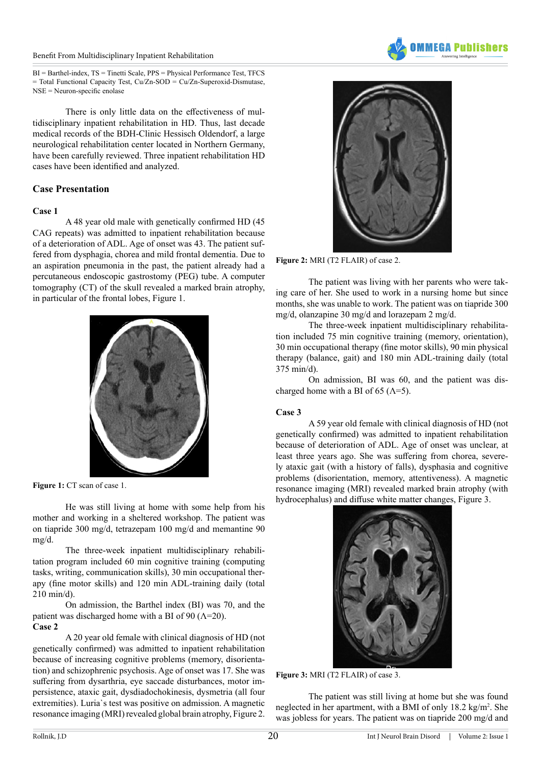BI = Barthel-index, TS = Tinetti Scale, PPS = Physical Performance Test, TFCS = Total Functional Capacity Test, Cu/Zn-SOD = Cu/Zn-Superoxid-Dismutase, NSE = Neuron-specific enolase

There is only little data on the effectiveness of multidisciplinary inpatient rehabilitation in HD. Thus, last decade medical records of the BDH-Clinic Hessisch Oldendorf, a large neurological rehabilitation center located in Northern Germany, have been carefully reviewed. Three inpatient rehabilitation HD cases have been identified and analyzed.

## Case Presentation

### Case 1

A 48 year old male with genetically confirmed HD (45 CAG repeats) was admitted to inpatient rehabilitation because of a deterioration of ADL. Age of onset was 43. The patient suffered from dysphagia, chorea and mild frontal dementia. Due to an aspiration pneumonia in the past, the patient already had a percutaneous endoscopic gastrostomy (PEG) tube. A computer tomography (CT) of the skull revealed a marked brain atrophy, in particular of the frontal lobes, Figure 1.

**Figure 1:** CT scan of case 1.

He was still living at home with some help from his mother and working in a sheltered workshop. The patient was on tiapride 300 mg/d, tetrazepam 100 mg/d and memantine 90 mg/d.

The three-week inpatient multidisciplinary rehabilitation program included 60 min cognitive training (computing tasks, writing, communication skills), 30 min occupational therapy (fine motor skills) and 120 min ADL-training daily (total 210 min/d).

On admission, the Barthel index (BI) was 70, and the patient was discharged home with a BI of 90 (Λ=20).

### Case 2

A 20 year old female with clinical diagnosis of HD (not genetically confirmed) was admitted to inpatient rehabilitation because of increasing cognitive problems (memory, disorientation) and schizophrenic psychosis. Age of onset was 17. She was suffering from dysarthria, eye saccade disturbances, motor impersistence, ataxic gait, dysdiadochokinesis, dysmetria (all four extremities). Luria`s test was positive on admission. A magnetic resonance imaging (MRI) revealed global brain atrophy, Figure 2.

**Figure 2:** MRI (T2 FLAIR) of case 2.

The patient was living with her parents who were taking care of her. She used to work in a nursing home but since months, she was unable to work. The patient was on tiapride 300 mg/d, olanzapine 30 mg/d and lorazepam 2 mg/d.

The three-week inpatient multidisciplinary rehabilitation included 75 min cognitive training (memory, orientation), 30 min occupational therapy (fine motor skills), 90 min physical therapy (balance, gait) and 180 min ADL-training daily (total 375 min/d).

On admission, BI was 60, and the patient was discharged home with a BI of 65 (Λ=5).

### Case 3

A 59 year old female with clinical diagnosis of HD (not genetically confirmed) was admitted to inpatient rehabilitation because of deterioration of ADL. Age of onset was unclear, at least three years ago. She was suffering from chorea, severely ataxic gait (with a history of falls), dysphasia and cognitive problems (disorientation, memory, attentiveness). A magnetic resonance imaging (MRI) revealed marked brain atrophy (with hydrocephalus) and diffuse white matter changes, Figure 3.

**Figure 3:** MRI (T2 FLAIR) of case 3.

The patient was still living at home but she was found neglected in her apartment, with a BMI of only 18.2 kg/m$^2$. She was jobless for years. The patient was on tiapride 200 mg/d and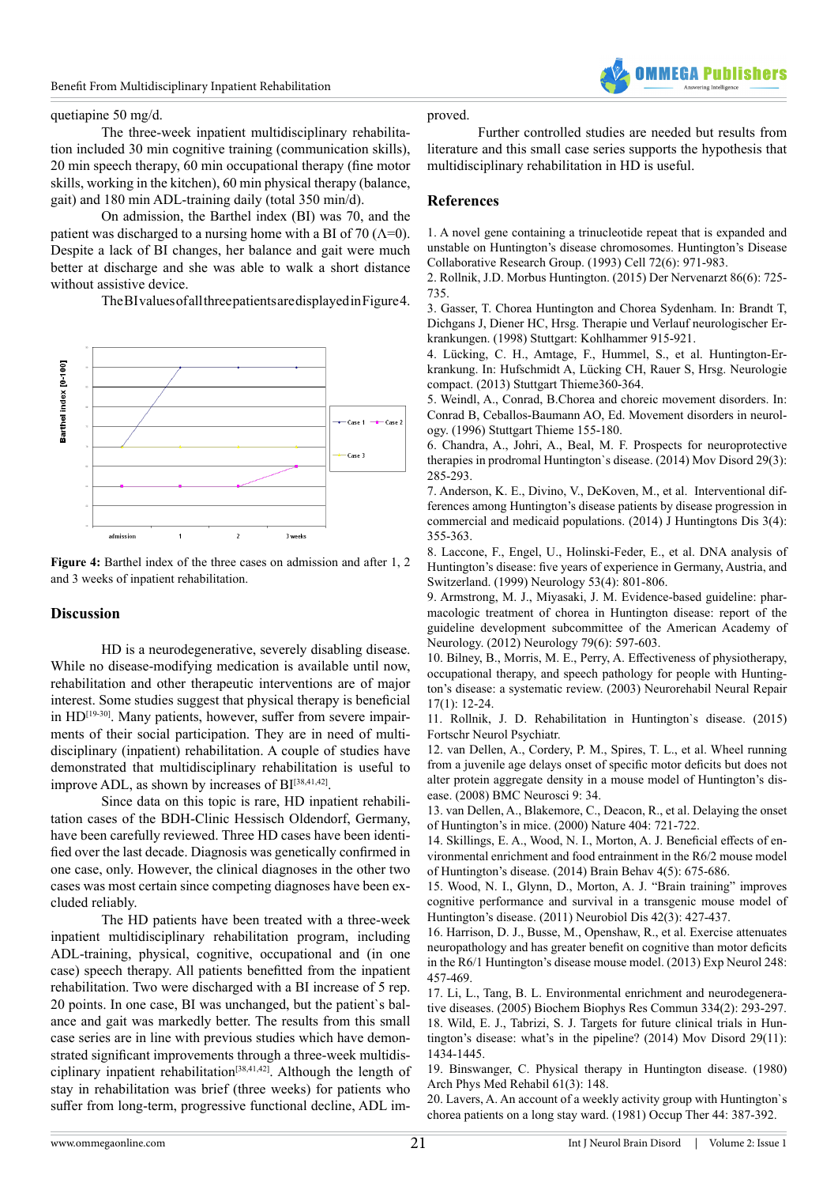quetiapine 50 mg/d.

The three-week inpatient multidisciplinary rehabilitation included 30 min cognitive training (communication skills), 20 min speech therapy, 60 min occupational therapy (fine motor skills, working in the kitchen), 60 min physical therapy (balance, gait) and 180 min ADL-training daily (total 350 min/d).

On admission, the Barthel index (BI) was 70, and the patient was discharged to a nursing home with a BI of 70 (Λ=0). Despite a lack of BI changes, her balance and gait were much better at discharge and she was able to walk a short distance without assistive device.

The BI values of all three patients are displayed in Figure 4.

**Figure 4:** Barthel index of the three cases on admission and after 1, 2 and 3 weeks of inpatient rehabilitation.

## Discussion

HD is a neurodegenerative, severely disabling disease. While no disease-modifying medication is available until now, rehabilitation and other therapeutic interventions are of major interest. Some studies suggest that physical therapy is beneficial in HD[19-30]. Many patients, however, suffer from severe impairments of their social participation. They are in need of multidisciplinary (inpatient) rehabilitation. A couple of studies have demonstrated that multidisciplinary rehabilitation is useful to improve ADL, as shown by increases of BI[38,41,42].

Since data on this topic is rare, HD inpatient rehabilitation cases of the BDH-Clinic Hessisch Oldendorf, Germany, have been carefully reviewed. Three HD cases have been identified over the last decade. Diagnosis was genetically confirmed in one case, only. However, the clinical diagnoses in the other two cases was most certain since competing diagnoses have been excluded reliably.

The HD patients have been treated with a three-week inpatient multidisciplinary rehabilitation program, including ADL-training, physical, cognitive, occupational and (in one case) speech therapy. All patients benefitted from the inpatient rehabilitation. Two were discharged with a BI increase of 5 rep. 20 points. In one case, BI was unchanged, but the patient`s balance and gait was markedly better. The results from this small case series are in line with previous studies which have demonstrated significant improvements through a three-week multidisciplinary inpatient rehabilitation[38,41,42]. Although the length of stay in rehabilitation was brief (three weeks) for patients who suffer from long-term, progressive functional decline, ADL improved.

Further controlled studies are needed but results from literature and this small case series supports the hypothesis that multidisciplinary rehabilitation in HD is useful.

## References

1. A novel gene containing a trinucleotide repeat that is expanded and unstable on Huntington's disease chromosomes. Huntington's Disease Collaborative Research Group. (1993) Cell 72(6): 971-983.
2. Rollnik, J.D. Morbus Huntington. (2015) Der Nervenarzt 86(6): 725-735.
3. Gasser, T. Chorea Huntington and Chorea Sydenham. In: Brandt T, Dichgans J, Diener HC, Hrsg. Therapie und Verlauf neurologischer Erkrankungen. (1998) Stuttgart: Kohlhammer 915-921.
4. Lücking, C. H., Amtage, F., Hummel, S., et al. Huntington-Erkrankung. In: Hufschmidt A, Lücking CH, Rauer S, Hrsg. Neurologie compact. (2013) Stuttgart Thieme360-364.
5. Weindl, A., Conrad, B.Chorea and choreic movement disorders. In: Conrad B, Ceballos-Baumann AO, Ed. Movement disorders in neurology. (1996) Stuttgart Thieme 155-180.
6. Chandra, A., Johri, A., Beal, M. F. Prospects for neuroprotective therapies in prodromal Huntington's disease. (2014) Mov Disord 29(3): 285-293.
7. Anderson, K. E., Divino, V., DeKoven, M., et al. Interventional differences among Huntington's disease patients by disease progression in commercial and medicaid populations. (2014) J Huntingtons Dis 3(4): 355-363.
8. Laccone, F., Engel, U., Holinski-Feder, E., et al. DNA analysis of Huntington's disease: five years of experience in Germany, Austria, and Switzerland. (1999) Neurology 53(4): 801-806.
9. Armstrong, M. J., Miyasaki, J. M. Evidence-based guideline: pharmacologic treatment of chorea in Huntington disease: report of the guideline development subcommittee of the American Academy of Neurology. (2012) Neurology 79(6): 597-603.
10. Bilney, B., Morris, M. E., Perry, A. Effectiveness of physiotherapy, occupational therapy, and speech pathology for people with Huntington's disease: a systematic review. (2003) Neurorehabil Neural Repair 17(1): 12-24.
11. Rollnik, J. D. Rehabilitation in Huntington`s disease. (2015) Fortschr Neurol Psychiatr.
12. van Dellen, A., Cordery, P. M., Spires, T. L., et al. Wheel running from a juvenile age delays onset of specific motor deficits but does not alter protein aggregate density in a mouse model of Huntington's disease. (2008) BMC Neurosci 9: 34.
13. van Dellen, A., Blakemore, C., Deacon, R., et al. Delaying the onset of Huntington's in mice. (2000) Nature 404: 721-722.
14. Skillings, E. A., Wood, N. I., Morton, A. J. Beneficial effects of environmental enrichment and food entrainment in the R6/2 mouse model of Huntington's disease. (2014) Brain Behav 4(5): 675-686.
15. Wood, N. I., Glynn, D., Morton, A. J. "Brain training" improves cognitive performance and survival in a transgenic mouse model of Huntington's disease. (2011) Neurobiol Dis 42(3): 427-437.
16. Harrison, D. J., Busse, M., Openshaw, R., et al. Exercise attenuates neuropathology and has greater benefit on cognitive than motor deficits in the R6/1 Huntington's disease mouse model. (2013) Exp Neurol 248: 457-469.
17. Li, L., Tang, B. L. Environmental enrichment and neurodegenerative diseases. (2005) Biochem Biophys Res Commun 334(2): 293-297.
18. Wild, E. J., Tabrizi, S. J. Targets for future clinical trials in Huntington's disease: what's in the pipeline? (2014) Mov Disord 29(11): 1434-1445.
19. Binswanger, C. Physical therapy in Huntington disease. (1980) Arch Phys Med Rehabil 61(3): 148.
20. Lavers, A. An account of a weekly activity group with Huntington`s chorea patients on a long stay ward. (1981) Occup Ther 44: 387-392.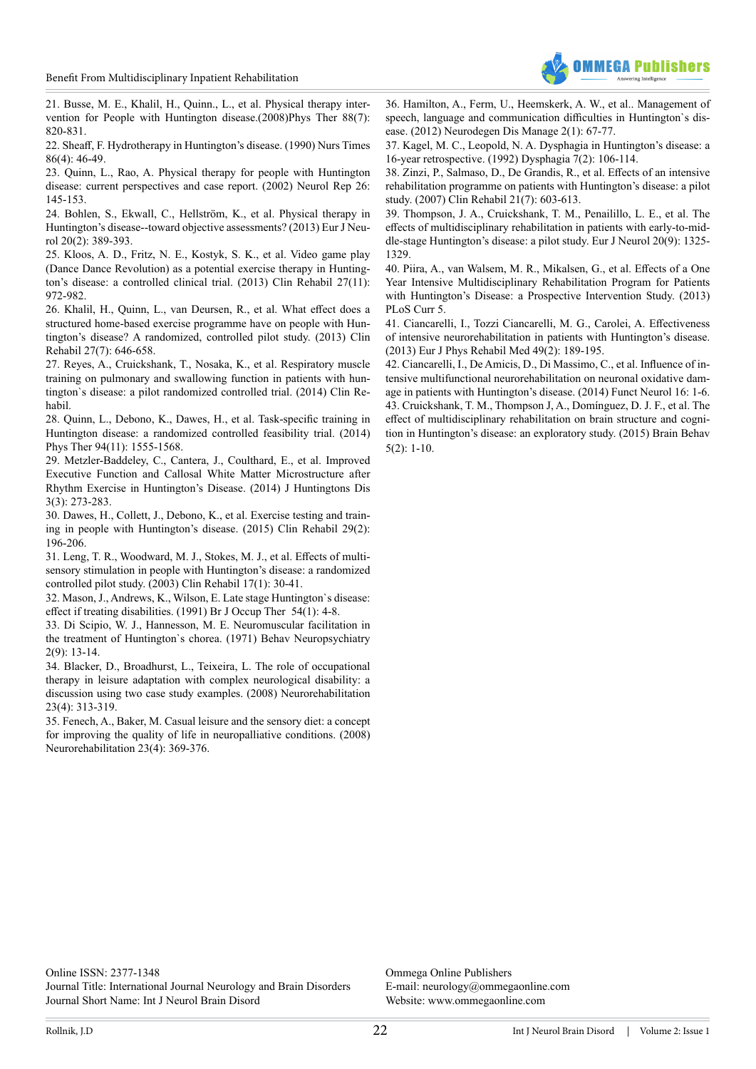21. Busse, M. E., Khalil, H., Quinn., L., et al. Physical therapy intervention for People with Huntington disease.(2008)Phys Ther 88(7): 820-831.

22. Sheaff, F. Hydrotherapy in Huntington's disease. (1990) Nurs Times 86(4): 46-49.

23. Quinn, L., Rao, A. Physical therapy for people with Huntington disease: current perspectives and case report. (2002) Neurol Rep 26: 145-153.

24. Bohlen, S., Ekwall, C., Hellström, K., et al. Physical therapy in Huntington's disease--toward objective assessments? (2013) Eur J Neurol 20(2): 389-393.

25. Kloos, A. D., Fritz, N. E., Kostyk, S. K., et al. Video game play (Dance Dance Revolution) as a potential exercise therapy in Huntington's disease: a controlled clinical trial. (2013) Clin Rehabil 27(11): 972-982.

26. Khalil, H., Quinn, L., van Deursen, R., et al. What effect does a structured home-based exercise programme have on people with Huntington's disease? A randomized, controlled pilot study. (2013) Clin Rehabil 27(7): 646-658.

27. Reyes, A., Cruickshank, T., Nosaka, K., et al. Respiratory muscle training on pulmonary and swallowing function in patients with huntington`s disease: a pilot randomized controlled trial. (2014) Clin Rehabil.

28. Quinn, L., Debono, K., Dawes, H., et al. Task-specific training in Huntington disease: a randomized controlled feasibility trial. (2014) Phys Ther 94(11): 1555-1568.

29. Metzler-Baddeley, C., Cantera, J., Coulthard, E., et al. Improved Executive Function and Callosal White Matter Microstructure after Rhythm Exercise in Huntington's Disease. (2014) J Huntingtons Dis 3(3): 273-283.

30. Dawes, H., Collett, J., Debono, K., et al. Exercise testing and training in people with Huntington's disease. (2015) Clin Rehabil 29(2): 196-206.

31. Leng, T. R., Woodward, M. J., Stokes, M. J., et al. Effects of multisensory stimulation in people with Huntington's disease: a randomized controlled pilot study. (2003) Clin Rehabil 17(1): 30-41.

32. Mason, J., Andrews, K., Wilson, E. Late stage Huntington`s disease: effect if treating disabilities. (1991) Br J Occup Ther 54(1): 4-8.

33. Di Scipio, W. J., Hannesson, M. E. Neuromuscular facilitation in the treatment of Huntington`s chorea. (1971) Behav Neuropsychiatry 2(9): 13-14.

34. Blacker, D., Broadhurst, L., Teixeira, L. The role of occupational therapy in leisure adaptation with complex neurological disability: a discussion using two case study examples. (2008) Neurorehabilitation 23(4): 313-319.

35. Fenech, A., Baker, M. Casual leisure and the sensory diet: a concept for improving the quality of life in neuropalliative conditions. (2008) Neurorehabilitation 23(4): 369-376.

36. Hamilton, A., Ferm, U., Heemskerk, A. W., et al.. Management of speech, language and communication difficulties in Huntington`s disease. (2012) Neurodegen Dis Manage 2(1): 67-77.

37. Kagel, M. C., Leopold, N. A. Dysphagia in Huntington's disease: a 16-year retrospective. (1992) Dysphagia 7(2): 106-114.

38. Zinzi, P., Salmaso, D., De Grandis, R., et al. Effects of an intensive rehabilitation programme on patients with Huntington's disease: a pilot study. (2007) Clin Rehabil 21(7): 603-613.

39. Thompson, J. A., Cruickshank, T. M., Penailillo, L. E., et al. The effects of multidisciplinary rehabilitation in patients with early-to-middle-stage Huntington's disease: a pilot study. Eur J Neurol 20(9): 1325-1329.

40. Piira, A., van Walsem, M. R., Mikalsen, G., et al. Effects of a One Year Intensive Multidisciplinary Rehabilitation Program for Patients with Huntington's Disease: a Prospective Intervention Study. (2013) PLoS Curr 5.

41. Ciancarelli, I., Tozzi Ciancarelli, M. G., Carolei, A. Effectiveness of intensive neurorehabilitation in patients with Huntington's disease. (2013) Eur J Phys Rehabil Med 49(2): 189-195.

42. Ciancarelli, I., De Amicis, D., Di Massimo, C., et al. Influence of intensive multifunctional neurorehabilitation on neuronal oxidative damage in patients with Huntington's disease. (2014) Funct Neurol 16: 1-6.

43. Cruickshank, T. M., Thompson J, A., Domínguez, D. J. F., et al. The effect of multidisciplinary rehabilitation on brain structure and cognition in Huntington's disease: an exploratory study. (2015) Brain Behav 5(2): 1-10.